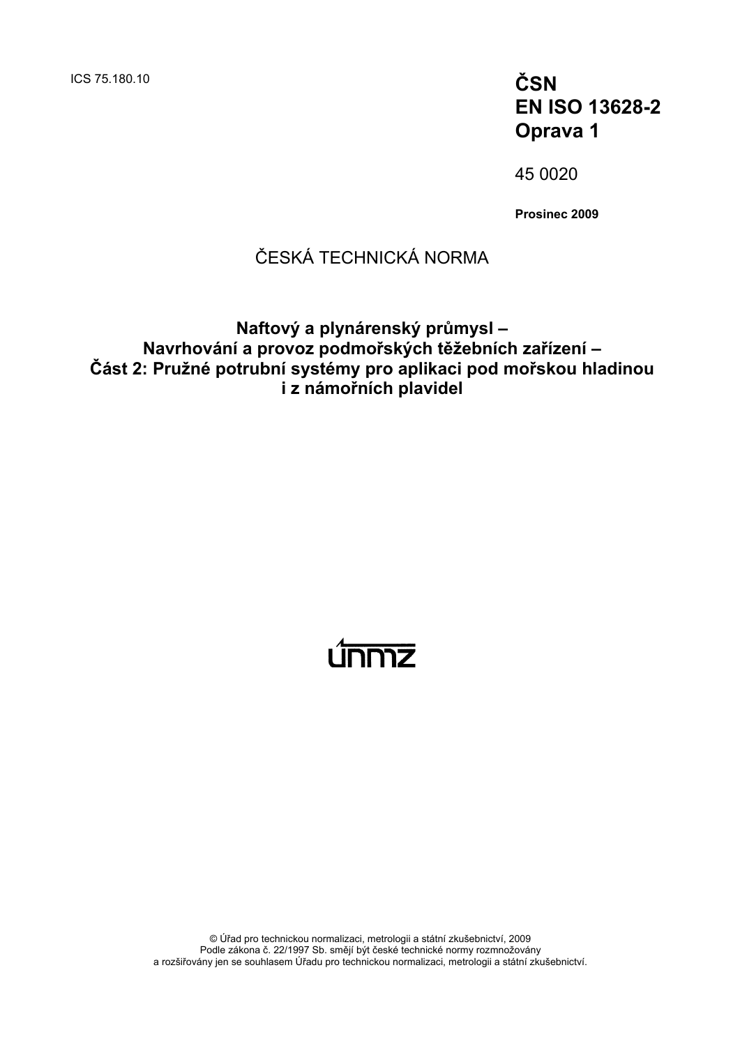ICS 75.180.10

**ČSN EN ISO 13628-2 Oprava 1**

45 0020

**Prosinec 2009**

ČESKÁ TECHNICKÁ NORMA

# Naftový a plynárenský průmysl – Navrhování a provoz podmořských těžebních zařízení – Část 2: Pružné potrubní systémy pro aplikaci pod mořskou hladinou i z námořních plavidel

únmz

© Úřad pro technickou normalizaci, metrologii a státní zkušebnictví, 2009
Podle zákona č. 22/1997 Sb. smějí být české technické normy rozmnožovány a rozšiřovány jen se souhlasem Úřadu pro technickou normalizaci, metrologii a státní zkušebnictví.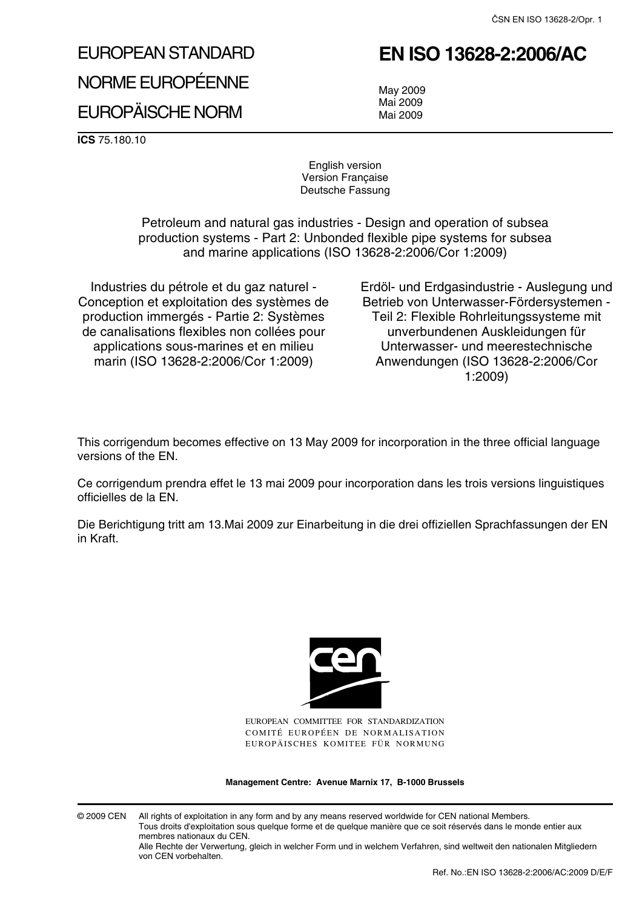# EUROPEAN STANDARD

# NORME EUROPÉENNE

# EUROPÄISCHE NORM

# EN ISO 13628-2:2006/AC

May 2009
Mai 2009
Mai 2009

**ICS** 75.180.10

English version
Version Française
Deutsche Fassung

Petroleum and natural gas industries - Design and operation of subsea production systems - Part 2: Unbonded flexible pipe systems for subsea and marine applications (ISO 13628-2:2006/Cor 1:2009)

Industries du pétrole et du gaz naturel - Conception et exploitation des systèmes de production immergés - Partie 2: Systèmes de canalisations flexibles non collées pour applications sous-marines et en milieu marin (ISO 13628-2:2006/Cor 1:2009)

Erdöl- und Erdgasindustrie - Auslegung und Betrieb von Unterwasser-Fördersystemen - Teil 2: Flexible Rohrleitungssysteme mit unverbundenen Auskleidungen für Unterwasser- und meerestechnische Anwendungen (ISO 13628-2:2006/Cor 1:2009)

This corrigendum becomes effective on 13 May 2009 for incorporation in the three official language versions of the EN.

Ce corrigendum prendra effet le 13 mai 2009 pour incorporation dans les trois versions linguistiques officielles de la EN.

Die Berichtigung tritt am 13.Mai 2009 zur Einarbeitung in die drei offiziellen Sprachfassungen der EN in Kraft.

EUROPEAN COMMITTEE FOR STANDARDIZATION
COMITÉ EUROPÉEN DE NORMALISATION
EUROPÄISCHES KOMITEE FÜR NORMUNG

**Management Centre: Avenue Marnix 17, B-1000 Brussels**

© 2009 CEN All rights of exploitation in any form and by any means reserved worldwide for CEN national Members.
Tous droits d'exploitation sous quelque forme et de quelque manière que ce soit réservés dans le monde entier aux membres nationaux du CEN.
Alle Rechte der Verwertung, gleich in welcher Form und in welchem Verfahren, sind weltweit den nationalen Mitgliedern von CEN vorbehalten.

Ref. No.:EN ISO 13628-2:2006/AC:2009 D/E/F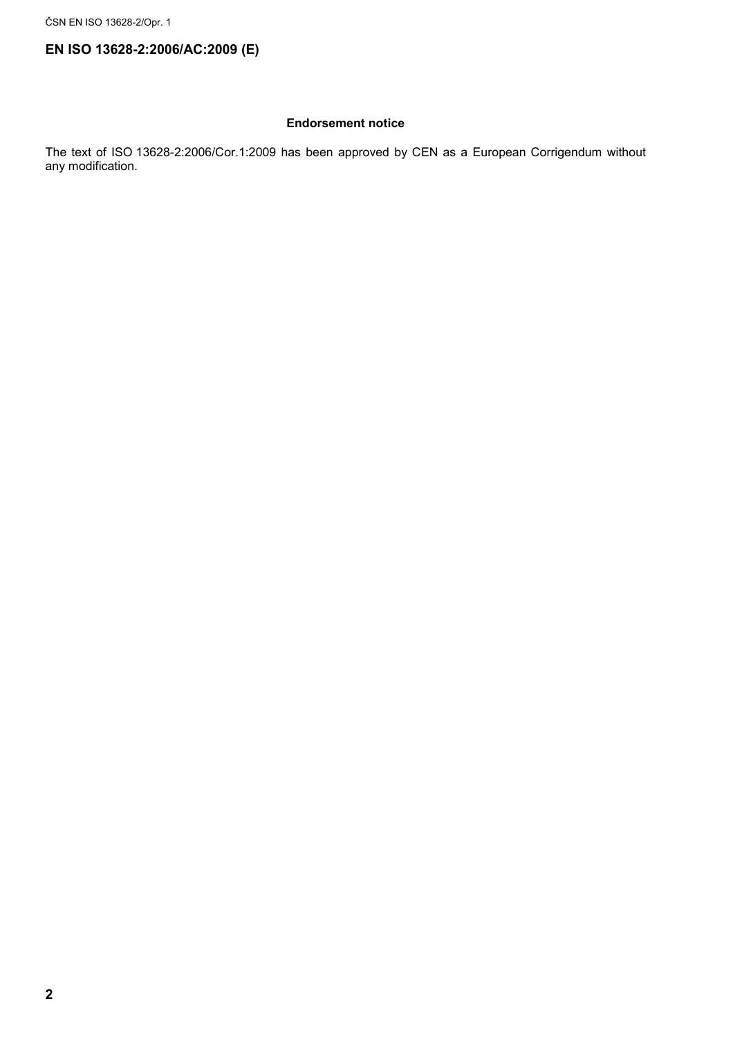# EN ISO 13628-2:2006/AC:2009 (E)

## Endorsement notice

The text of ISO 13628-2:2006/Cor.1:2009 has been approved by CEN as a European Corrigendum without any modification.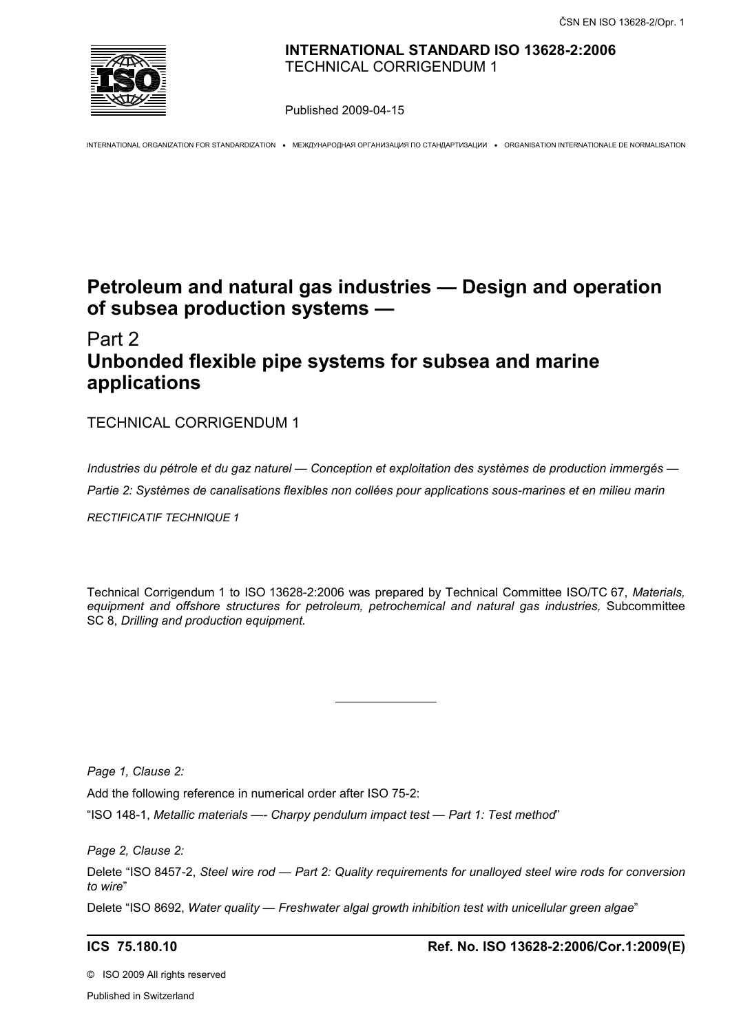**INTERNATIONAL STANDARD ISO 13628-2:2006**
TECHNICAL CORRIGENDUM 1

Published 2009-04-15

INTERNATIONAL ORGANIZATION FOR STANDARDIZATION • МЕЖДУНАРОДНАЯ ОРГАНИЗАЦИЯ ПО СТАНДАРТИЗАЦИИ • ORGANISATION INTERNATIONALE DE NORMALISATION

# Petroleum and natural gas industries — Design and operation of subsea production systems —

## Part 2 Unbonded flexible pipe systems for subsea and marine applications

TECHNICAL CORRIGENDUM 1

*Industries du pétrole et du gaz naturel — Conception et exploitation des systèmes de production immergés —*

*Partie 2: Systèmes de canalisations flexibles non collées pour applications sous-marines et en milieu marin*

*RECTIFICATIF TECHNIQUE 1*

Technical Corrigendum 1 to ISO 13628-2:2006 was prepared by Technical Committee ISO/TC 67, *Materials, equipment and offshore structures for petroleum, petrochemical and natural gas industries,* Subcommittee SC 8, *Drilling and production equipment.*

---

*Page 1, Clause 2:*

Add the following reference in numerical order after ISO 75-2:

"ISO 148-1, *Metallic materials —- Charpy pendulum impact test — Part 1: Test method*"

*Page 2, Clause 2:*

Delete "ISO 8457-2, *Steel wire rod — Part 2: Quality requirements for unalloyed steel wire rods for conversion to wire*"

Delete "ISO 8692, *Water quality — Freshwater algal growth inhibition test with unicellular green algae*"

**ICS 75.180.10** **Ref. No. ISO 13628-2:2006/Cor.1:2009(E)**

© ISO 2009 All rights reserved

Published in Switzerland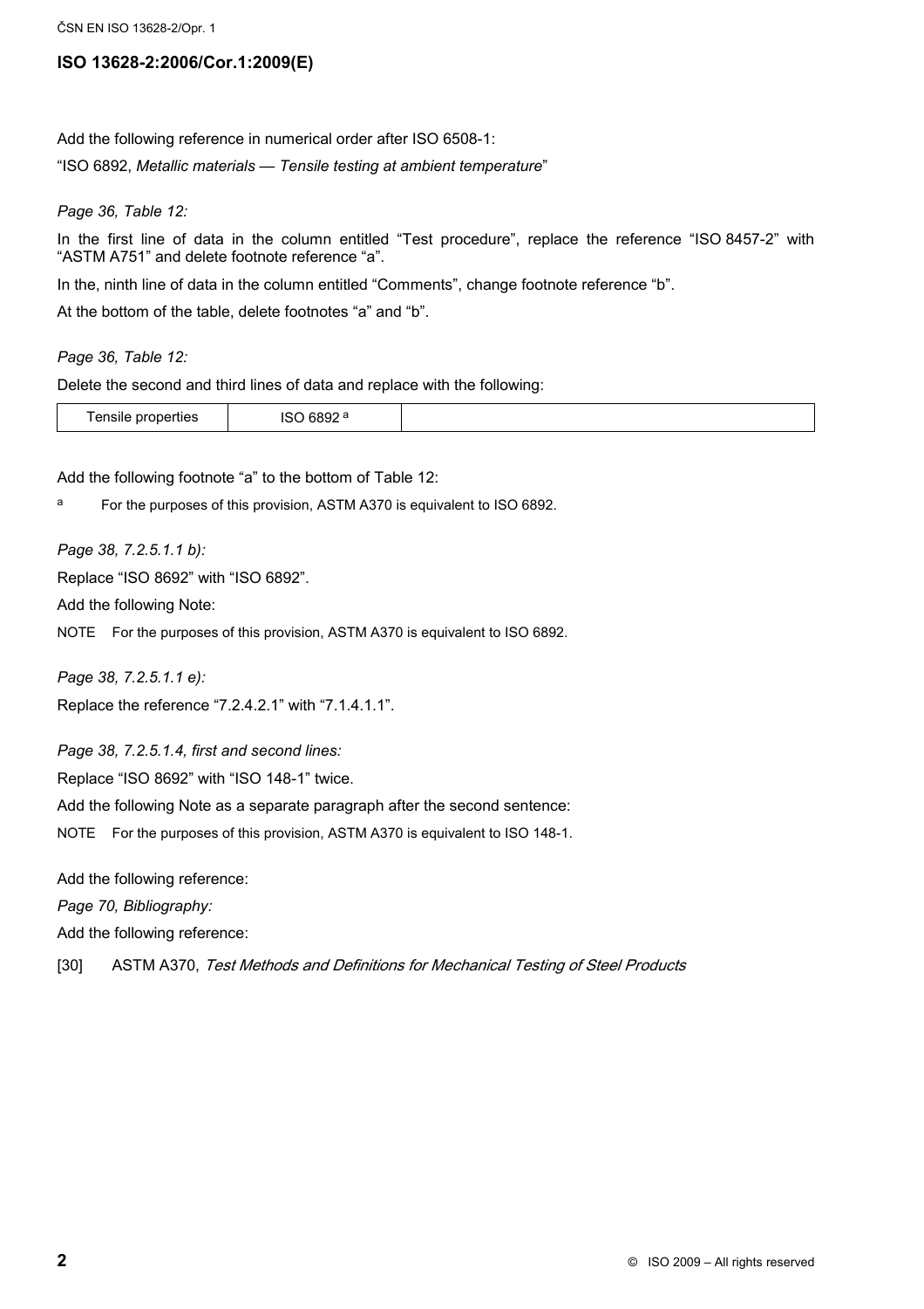Add the following reference in numerical order after ISO 6508-1:

"ISO 6892, *Metallic materials — Tensile testing at ambient temperature*"

*Page 36, Table 12:*

In the first line of data in the column entitled "Test procedure", replace the reference "ISO 8457-2" with "ASTM A751" and delete footnote reference "a".

In the, ninth line of data in the column entitled "Comments", change footnote reference "b".

At the bottom of the table, delete footnotes "a" and "b".

*Page 36, Table 12:*

Delete the second and third lines of data and replace with the following:

| Tensile properties | ISO 6892 [a] | |
|---|---|---|

Add the following footnote "a" to the bottom of Table 12:

[a] For the purposes of this provision, ASTM A370 is equivalent to ISO 6892.

*Page 38, 7.2.5.1.1 b):*

Replace "ISO 8692" with "ISO 6892".

Add the following Note:

NOTE For the purposes of this provision, ASTM A370 is equivalent to ISO 6892.

*Page 38, 7.2.5.1.1 e):*

Replace the reference "7.2.4.2.1" with "7.1.4.1.1".

*Page 38, 7.2.5.1.4, first and second lines:*

Replace "ISO 8692" with "ISO 148-1" twice.

Add the following Note as a separate paragraph after the second sentence:

NOTE For the purposes of this provision, ASTM A370 is equivalent to ISO 148-1.

Add the following reference:

*Page 70, Bibliography:*

Add the following reference:

[30] ASTM A370, *Test Methods and Definitions for Mechanical Testing of Steel Products*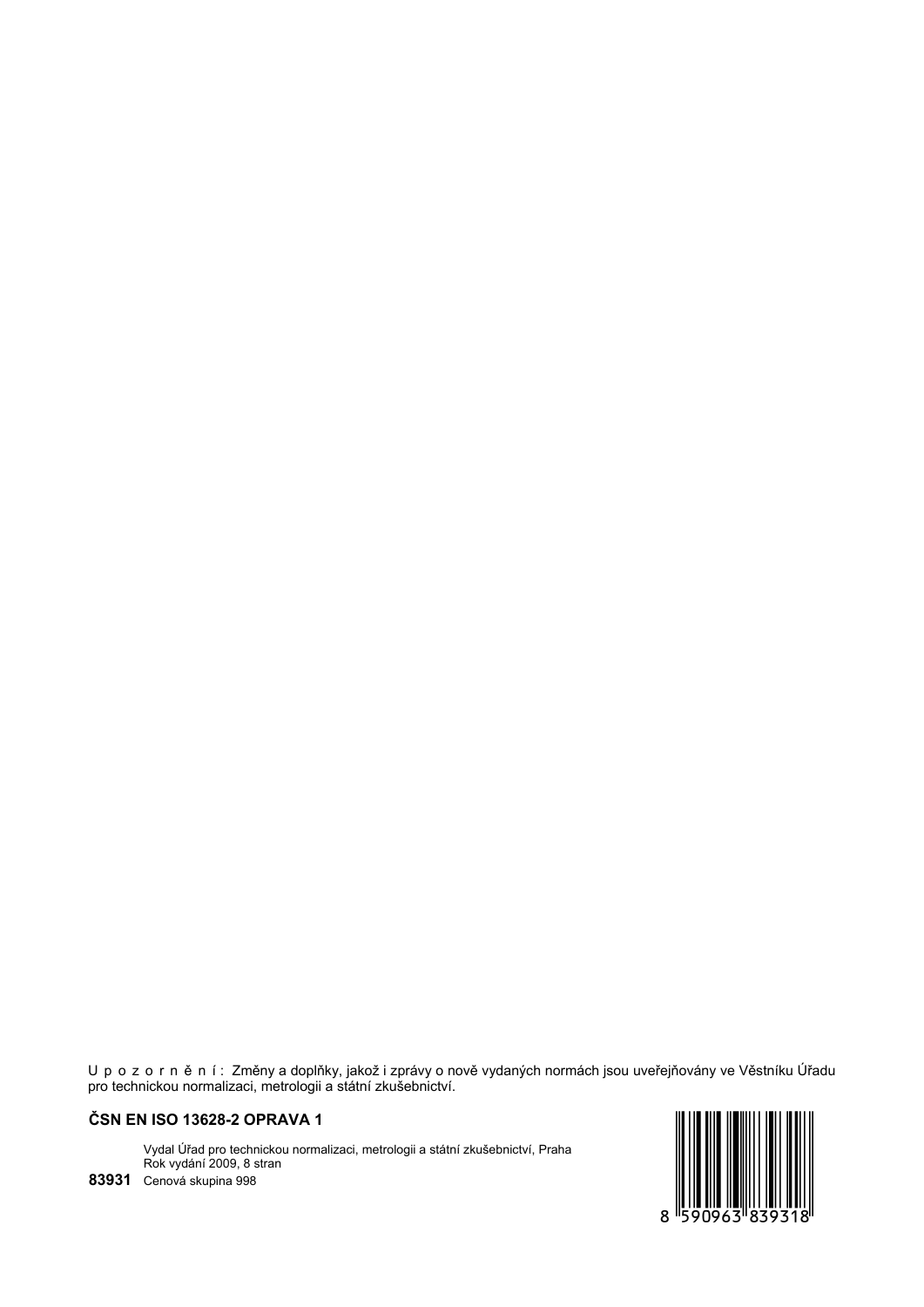U p o z o r n ě n í : Změny a doplňky, jakož i zprávy o nově vydaných normách jsou uveřejňovány ve Věstníku Úřadu pro technickou normalizaci, metrologii a státní zkušebnictví.

**ČSN EN ISO 13628-2 OPRAVA 1**

Vydal Úřad pro technickou normalizaci, metrologii a státní zkušebnictví, Praha
Rok vydání 2009, 8 stran

**83931** Cenová skupina 998

8 590963 839318